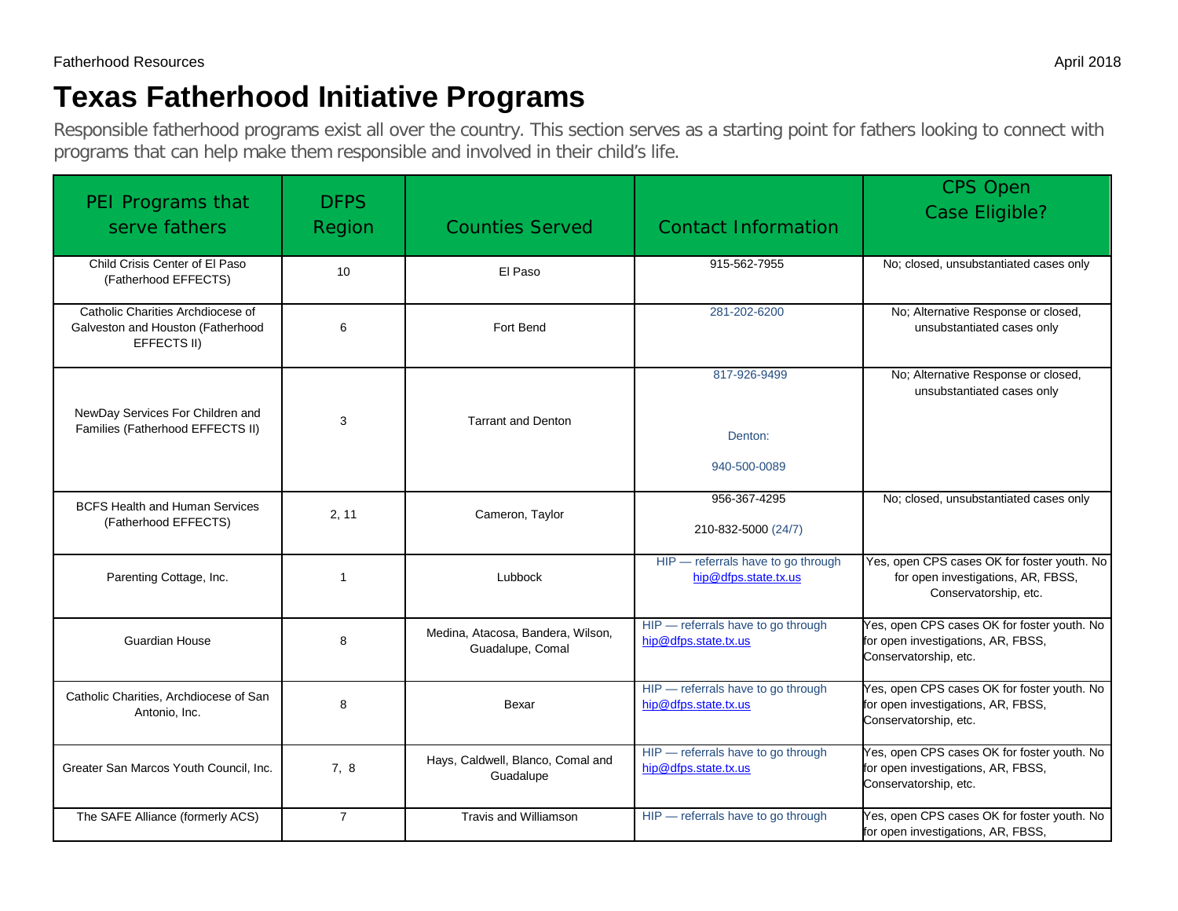# Texas Fatherhood Initiative Programs

Responsible fatherhood programs exist all over the country. This section serves as a starting point for fathers looking to connect with programs that can help make them responsible and involved in their child's life.

| PEI Programs that serve fathers | DFPS Region | Counties Served | Contact Information | CPS Open Case Eligible? |
|---|---|---|---|---|
| Child Crisis Center of El Paso (Fatherhood EFFECTS) | 10 | El Paso | 915-562-7955 | No; closed, unsubstantiated cases only |
| Catholic Charities Archdiocese of Galveston and Houston (Fatherhood EFFECTS II) | 6 | Fort Bend | 281-202-6200 | No; Alternative Response or closed, unsubstantiated cases only |
| NewDay Services For Children and Families (Fatherhood EFFECTS II) | 3 | Tarrant and Denton | 817-926-9499<br><br>Denton:<br><br>940-500-0089 | No; Alternative Response or closed, unsubstantiated cases only |
| BCFS Health and Human Services (Fatherhood EFFECTS) | 2, 11 | Cameron, Taylor | 956-367-4295<br><br>210-832-5000 (24/7) | No; closed, unsubstantiated cases only |
| Parenting Cottage, Inc. | 1 | Lubbock | HIP — referrals have to go through hip@dfps.state.tx.us | Yes, open CPS cases OK for foster youth. No for open investigations, AR, FBSS, Conservatorship, etc. |
| Guardian House | 8 | Medina, Atacosa, Bandera, Wilson, Guadalupe, Comal | HIP — referrals have to go through hip@dfps.state.tx.us | Yes, open CPS cases OK for foster youth. No for open investigations, AR, FBSS, Conservatorship, etc. |
| Catholic Charities, Archdiocese of San Antonio, Inc. | 8 | Bexar | HIP — referrals have to go through hip@dfps.state.tx.us | Yes, open CPS cases OK for foster youth. No for open investigations, AR, FBSS, Conservatorship, etc. |
| Greater San Marcos Youth Council, Inc. | 7, 8 | Hays, Caldwell, Blanco, Comal and Guadalupe | HIP — referrals have to go through hip@dfps.state.tx.us | Yes, open CPS cases OK for foster youth. No for open investigations, AR, FBSS, Conservatorship, etc. |
| The SAFE Alliance (formerly ACS) | 7 | Travis and Williamson | HIP — referrals have to go through | Yes, open CPS cases OK for foster youth. No for open investigations, AR, FBSS, |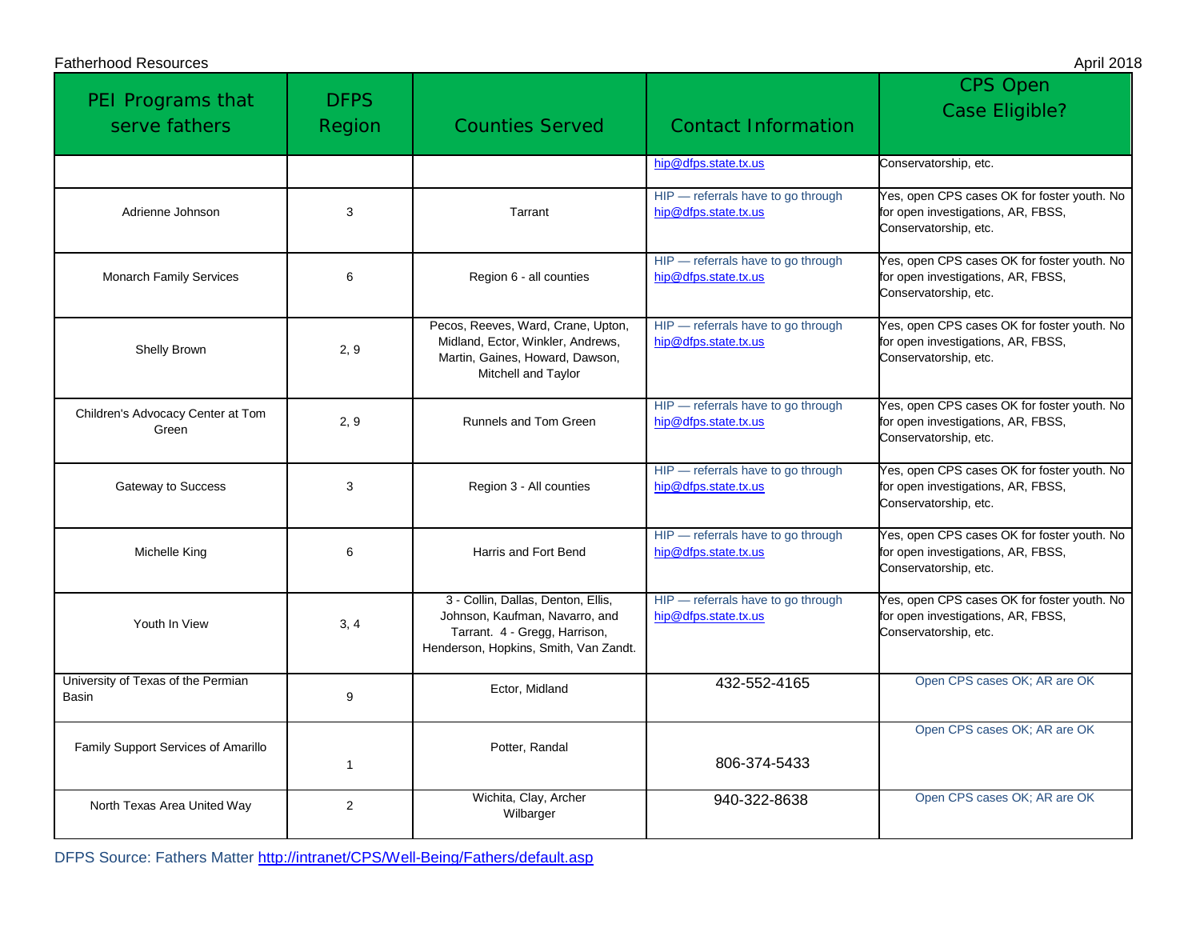| PEI Programs that serve fathers | DFPS Region | Counties Served | Contact Information | CPS Open Case Eligible? |
|---|---|---|---|---|
| | | | hip@dfps.state.tx.us | Conservatorship, etc. |
| Adrienne Johnson | 3 | Tarrant | HIP — referrals have to go through hip@dfps.state.tx.us | Yes, open CPS cases OK for foster youth. No for open investigations, AR, FBSS, Conservatorship, etc. |
| Monarch Family Services | 6 | Region 6 - all counties | HIP — referrals have to go through hip@dfps.state.tx.us | Yes, open CPS cases OK for foster youth. No for open investigations, AR, FBSS, Conservatorship, etc. |
| Shelly Brown | 2, 9 | Pecos, Reeves, Ward, Crane, Upton, Midland, Ector, Winkler, Andrews, Martin, Gaines, Howard, Dawson, Mitchell and Taylor | HIP — referrals have to go through hip@dfps.state.tx.us | Yes, open CPS cases OK for foster youth. No for open investigations, AR, FBSS, Conservatorship, etc. |
| Children's Advocacy Center at Tom Green | 2, 9 | Runnels and Tom Green | HIP — referrals have to go through hip@dfps.state.tx.us | Yes, open CPS cases OK for foster youth. No for open investigations, AR, FBSS, Conservatorship, etc. |
| Gateway to Success | 3 | Region 3 - All counties | HIP — referrals have to go through hip@dfps.state.tx.us | Yes, open CPS cases OK for foster youth. No for open investigations, AR, FBSS, Conservatorship, etc. |
| Michelle King | 6 | Harris and Fort Bend | HIP — referrals have to go through hip@dfps.state.tx.us | Yes, open CPS cases OK for foster youth. No for open investigations, AR, FBSS, Conservatorship, etc. |
| Youth In View | 3, 4 | 3 - Collin, Dallas, Denton, Ellis, Johnson, Kaufman, Navarro, and Tarrant. 4 - Gregg, Harrison, Henderson, Hopkins, Smith, Van Zandt. | HIP — referrals have to go through hip@dfps.state.tx.us | Yes, open CPS cases OK for foster youth. No for open investigations, AR, FBSS, Conservatorship, etc. |
| University of Texas of the Permian Basin | 9 | Ector, Midland | 432-552-4165 | Open CPS cases OK; AR are OK |
| Family Support Services of Amarillo | 1 | Potter, Randal | 806-374-5433 | Open CPS cases OK; AR are OK |
| North Texas Area United Way | 2 | Wichita, Clay, Archer Wilbarger | 940-322-8638 | Open CPS cases OK; AR are OK |

DFPS Source: Fathers Matter http://intranet/CPS/Well-Being/Fathers/default.asp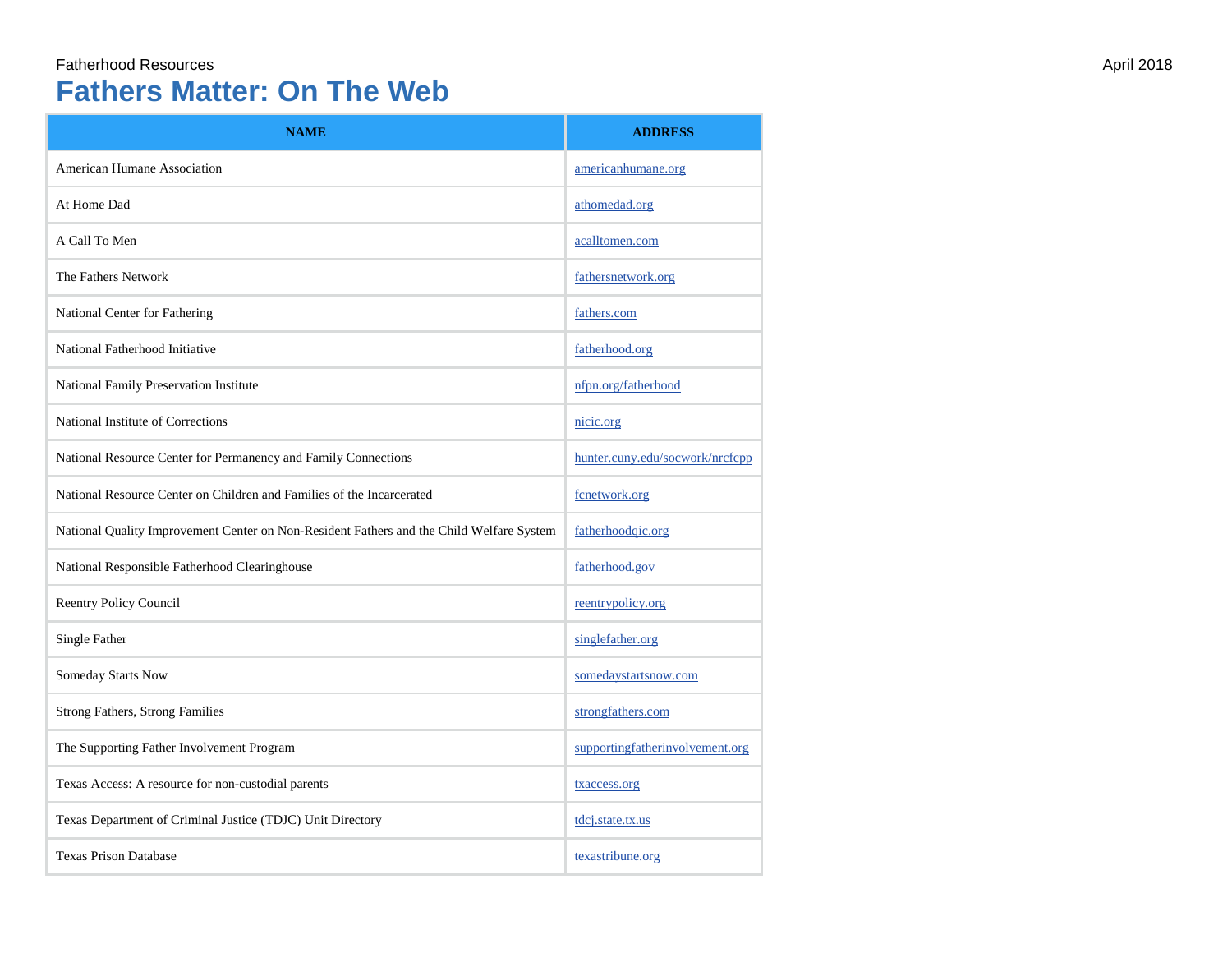Fatherhood Resources

April 2018

# Fathers Matter: On The Web

| NAME | ADDRESS |
|---|---|
| American Humane Association | americanhumane.org |
| At Home Dad | athomedad.org |
| A Call To Men | acalltomen.com |
| The Fathers Network | fathersnetwork.org |
| National Center for Fathering | fathers.com |
| National Fatherhood Initiative | fatherhood.org |
| National Family Preservation Institute | nfpn.org/fatherhood |
| National Institute of Corrections | nicic.org |
| National Resource Center for Permanency and Family Connections | hunter.cuny.edu/socwork/nrcfcpp |
| National Resource Center on Children and Families of the Incarcerated | fcnetwork.org |
| National Quality Improvement Center on Non-Resident Fathers and the Child Welfare System | fatherhoodqic.org |
| National Responsible Fatherhood Clearinghouse | fatherhood.gov |
| Reentry Policy Council | reentrypolicy.org |
| Single Father | singlefather.org |
| Someday Starts Now | somedaystartsnow.com |
| Strong Fathers, Strong Families | strongfathers.com |
| The Supporting Father Involvement Program | supportingfatherinvolvement.org |
| Texas Access: A resource for non-custodial parents | txaccess.org |
| Texas Department of Criminal Justice (TDJC) Unit Directory | tdcj.state.tx.us |
| Texas Prison Database | texastribune.org |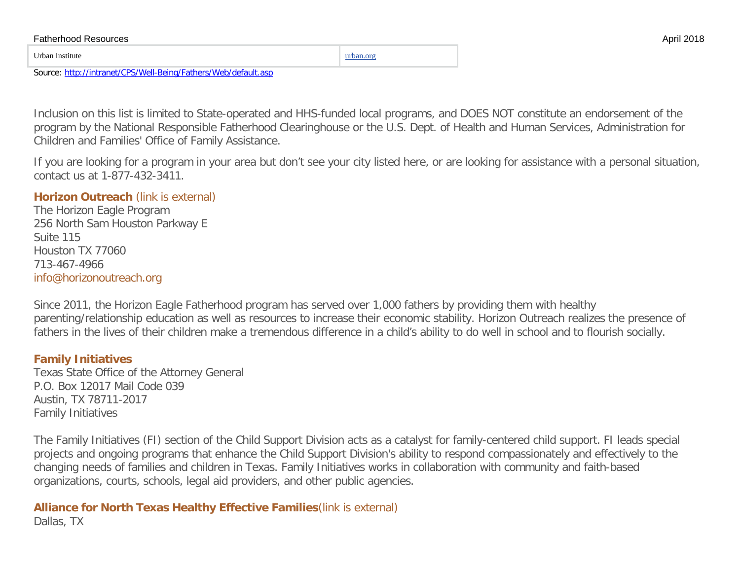| Urban Institute | urban.org |
|---|---|

Source: http://intranet/CPS/Well-Being/Fathers/Web/default.asp

Inclusion on this list is limited to State-operated and HHS-funded local programs, and DOES NOT constitute an endorsement of the program by the National Responsible Fatherhood Clearinghouse or the U.S. Dept. of Health and Human Services, Administration for Children and Families' Office of Family Assistance.

If you are looking for a program in your area but don't see your city listed here, or are looking for assistance with a personal situation, contact us at 1-877-432-3411.

**Horizon Outreach** (link is external)
The Horizon Eagle Program
256 North Sam Houston Parkway E
Suite 115
Houston TX 77060
713-467-4966
info@horizonoutreach.org

Since 2011, the Horizon Eagle Fatherhood program has served over 1,000 fathers by providing them with healthy parenting/relationship education as well as resources to increase their economic stability. Horizon Outreach realizes the presence of fathers in the lives of their children make a tremendous difference in a child's ability to do well in school and to flourish socially.

**Family Initiatives**
Texas State Office of the Attorney General
P.O. Box 12017 Mail Code 039
Austin, TX 78711-2017
Family Initiatives

The Family Initiatives (FI) section of the Child Support Division acts as a catalyst for family-centered child support. FI leads special projects and ongoing programs that enhance the Child Support Division's ability to respond compassionately and effectively to the changing needs of families and children in Texas. Family Initiatives works in collaboration with community and faith-based organizations, courts, schools, legal aid providers, and other public agencies.

**Alliance for North Texas Healthy Effective Families**(link is external)
Dallas, TX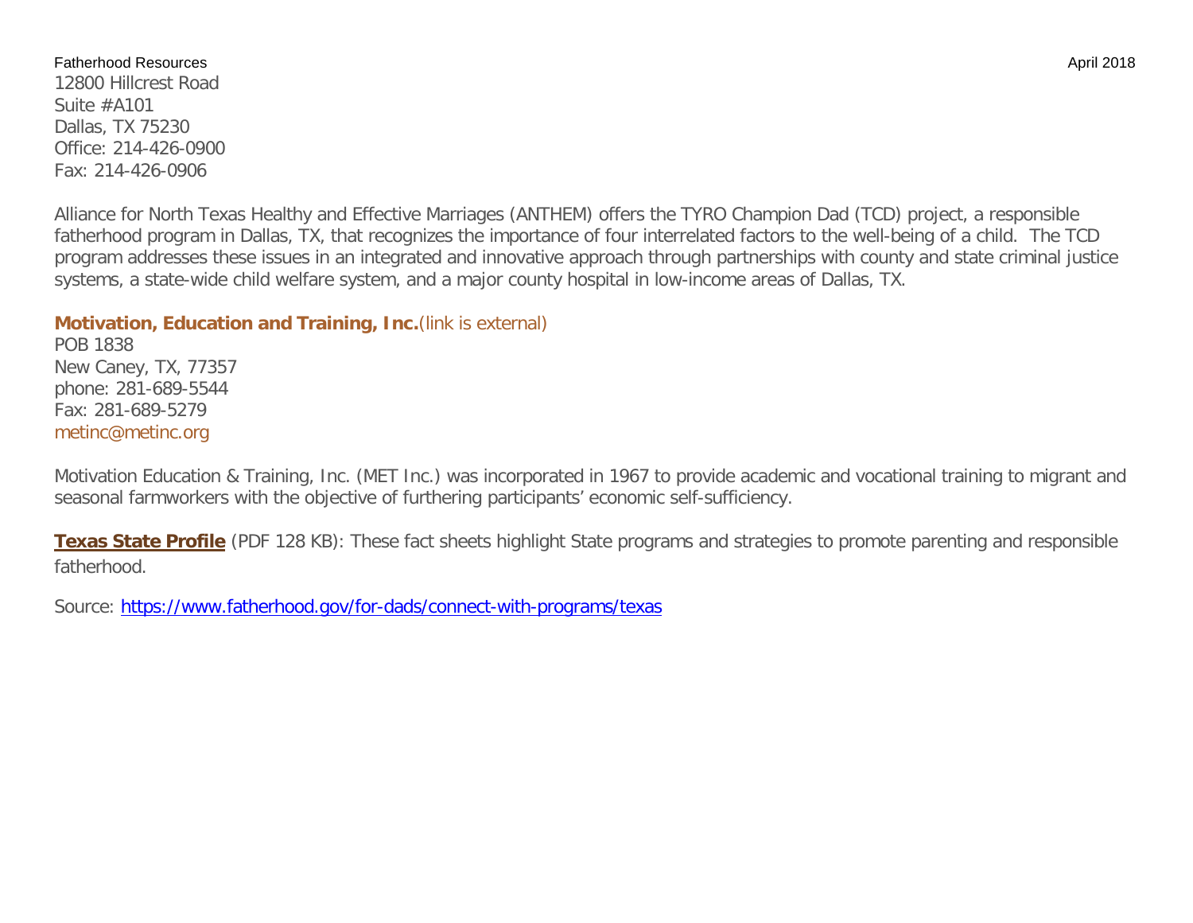12800 Hillcrest Road
Suite #A101
Dallas, TX 75230
Office: 214-426-0900
Fax: 214-426-0906

Alliance for North Texas Healthy and Effective Marriages (ANTHEM) offers the TYRO Champion Dad (TCD) project, a responsible fatherhood program in Dallas, TX, that recognizes the importance of four interrelated factors to the well-being of a child. The TCD program addresses these issues in an integrated and innovative approach through partnerships with county and state criminal justice systems, a state-wide child welfare system, and a major county hospital in low-income areas of Dallas, TX.

**Motivation, Education and Training, Inc.**(link is external)
POB 1838
New Caney, TX, 77357
phone: 281-689-5544
Fax: 281-689-5279
metinc@metinc.org

Motivation Education & Training, Inc. (MET Inc.) was incorporated in 1967 to provide academic and vocational training to migrant and seasonal farmworkers with the objective of furthering participants' economic self-sufficiency.

**Texas State Profile** (PDF 128 KB): These fact sheets highlight State programs and strategies to promote parenting and responsible fatherhood.

Source: https://www.fatherhood.gov/for-dads/connect-with-programs/texas